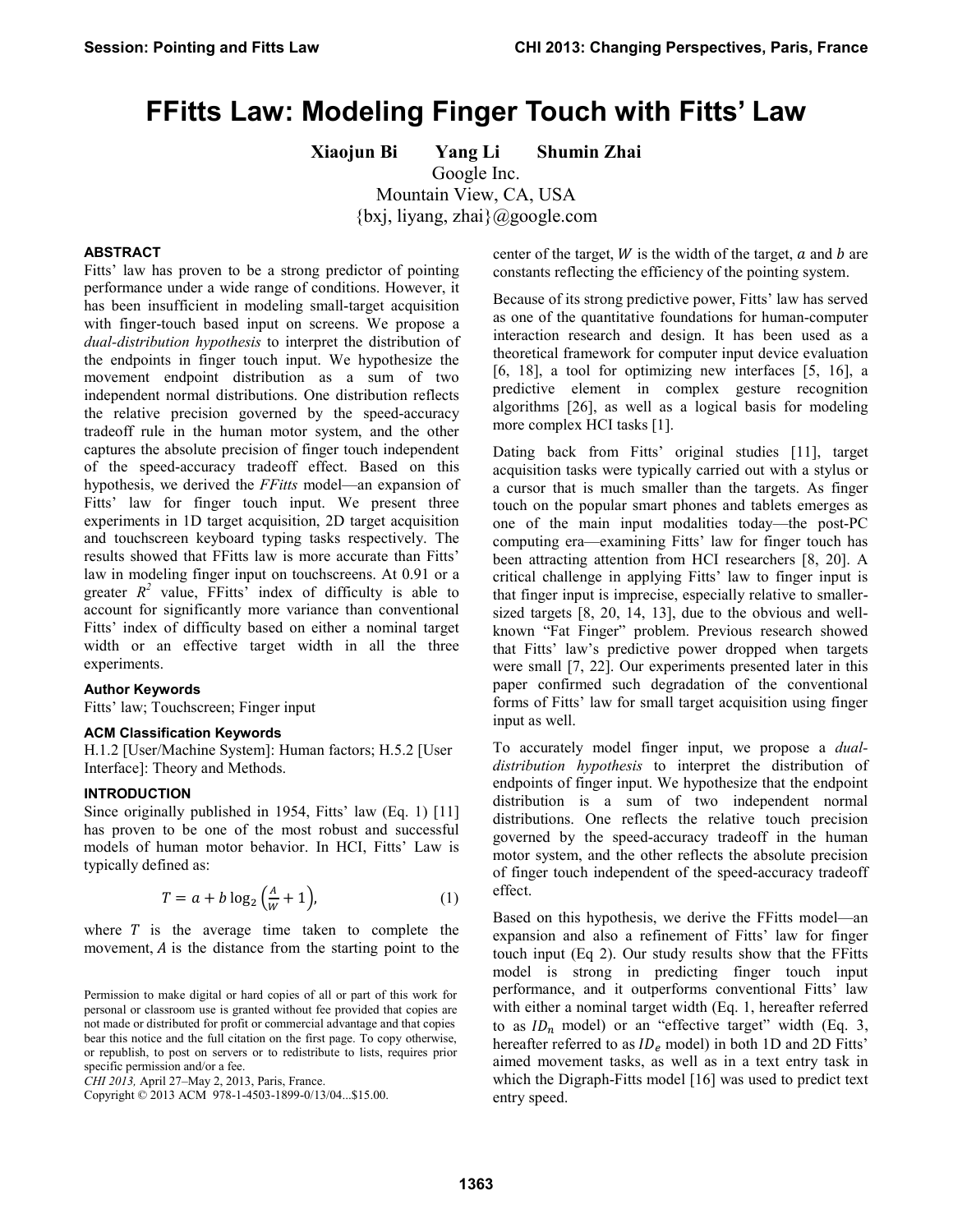# FFitts Law: Modeling Finger Touch with Fitts' Law

**Xiaojun Bi  Yang Li  Shumin Zhai**

Google Inc.
Mountain View, CA, USA
{bxj, liyang, zhai}@google.com

### ABSTRACT

Fitts' law has proven to be a strong predictor of pointing performance under a wide range of conditions. However, it has been insufficient in modeling small-target acquisition with finger-touch based input on screens. We propose a *dual-distribution hypothesis* to interpret the distribution of the endpoints in finger touch input. We hypothesize the movement endpoint distribution as a sum of two independent normal distributions. One distribution reflects the relative precision governed by the speed-accuracy tradeoff rule in the human motor system, and the other captures the absolute precision of finger touch independent of the speed-accuracy tradeoff effect. Based on this hypothesis, we derived the *FFitts* model—an expansion of Fitts' law for finger touch input. We present three experiments in 1D target acquisition, 2D target acquisition and touchscreen keyboard typing tasks respectively. The results showed that FFitts law is more accurate than Fitts' law in modeling finger input on touchscreens. At 0.91 or a greater $R^2$ value, FFitts' index of difficulty is able to account for significantly more variance than conventional Fitts' index of difficulty based on either a nominal target width or an effective target width in all the three experiments.

### Author Keywords

Fitts' law; Touchscreen; Finger input

### ACM Classification Keywords

H.1.2 [User/Machine System]: Human factors; H.5.2 [User Interface]: Theory and Methods.

### INTRODUCTION

Since originally published in 1954, Fitts' law (Eq. 1) [11] has proven to be one of the most robust and successful models of human motor behavior. In HCI, Fitts' Law is typically defined as:

$$T = a + b\log_2\left(\frac{A}{W} + 1\right), \quad (1)$$

where $T$ is the average time taken to complete the movement, $A$ is the distance from the starting point to the center of the target, $W$ is the width of the target, $a$ and $b$ are constants reflecting the efficiency of the pointing system.

Because of its strong predictive power, Fitts' law has served as one of the quantitative foundations for human-computer interaction research and design. It has been used as a theoretical framework for computer input device evaluation [6, 18], a tool for optimizing new interfaces [5, 16], a predictive element in complex gesture recognition algorithms [26], as well as a logical basis for modeling more complex HCI tasks [1].

Dating back from Fitts' original studies [11], target acquisition tasks were typically carried out with a stylus or a cursor that is much smaller than the targets. As finger touch on the popular smart phones and tablets emerges as one of the main input modalities today—the post-PC computing era—examining Fitts' law for finger touch has been attracting attention from HCI researchers [8, 20]. A critical challenge in applying Fitts' law to finger input is that finger input is imprecise, especially relative to smaller-sized targets [8, 20, 14, 13], due to the obvious and well-known "Fat Finger" problem. Previous research showed that Fitts' law's predictive power dropped when targets were small [7, 22]. Our experiments presented later in this paper confirmed such degradation of the conventional forms of Fitts' law for small target acquisition using finger input as well.

To accurately model finger input, we propose a *dual-distribution hypothesis* to interpret the distribution of endpoints of finger input. We hypothesize that the endpoint distribution is a sum of two independent normal distributions. One reflects the relative touch precision governed by the speed-accuracy tradeoff in the human motor system, and the other reflects the absolute precision of finger touch independent of the speed-accuracy tradeoff effect.

Based on this hypothesis, we derive the FFitts model—an expansion and also a refinement of Fitts' law for finger touch input (Eq 2). Our study results show that the FFitts model is strong in predicting finger touch input performance, and it outperforms conventional Fitts' law with either a nominal target width (Eq. 1, hereafter referred to as $ID_n$ model) or an "effective target" width (Eq. 3, hereafter referred to as $ID_e$ model) in both 1D and 2D Fitts' aimed movement tasks, as well as in a text entry task in which the Digraph-Fitts model [16] was used to predict text entry speed.

Permission to make digital or hard copies of all or part of this work for personal or classroom use is granted without fee provided that copies are not made or distributed for profit or commercial advantage and that copies bear this notice and the full citation on the first page. To copy otherwise, or republish, to post on servers or to redistribute to lists, requires prior specific permission and/or a fee.
*CHI 2013,* April 27–May 2, 2013, Paris, France.
Copyright © 2013 ACM 978-1-4503-1899-0/13/04...$15.00.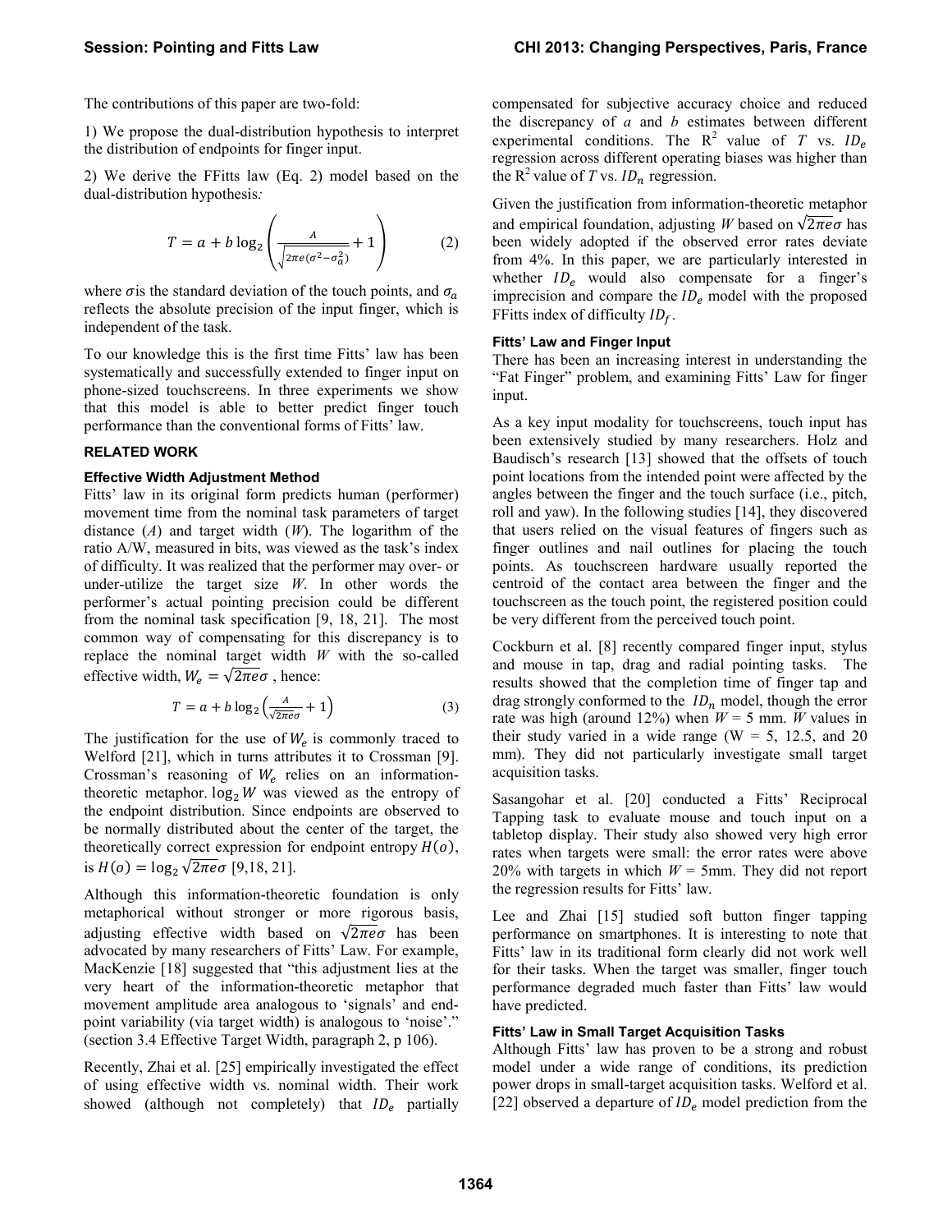The contributions of this paper are two-fold:

1) We propose the dual-distribution hypothesis to interpret the distribution of endpoints for finger input.

2) We derive the FFitts law (Eq. 2) model based on the dual-distribution hypothesis*:*

$$T = a + b\log_2\left(\frac{A}{\sqrt{2\pi e(\sigma^2 - \sigma_a^2)}} + 1\right) \quad (2)$$

where $\sigma$ is the standard deviation of the touch points, and $\sigma_a$ reflects the absolute precision of the input finger, which is independent of the task.

To our knowledge this is the first time Fitts' law has been systematically and successfully extended to finger input on phone-sized touchscreens. In three experiments we show that this model is able to better predict finger touch performance than the conventional forms of Fitts' law.

## RELATED WORK

### Effective Width Adjustment Method

Fitts' law in its original form predicts human (performer) movement time from the nominal task parameters of target distance ($A$) and target width ($W$). The logarithm of the ratio A/W, measured in bits, was viewed as the task's index of difficulty. It was realized that the performer may over- or under-utilize the target size $W$. In other words the performer's actual pointing precision could be different from the nominal task specification [9, 18, 21]. The most common way of compensating for this discrepancy is to replace the nominal target width $W$ with the so-called effective width, $W_e = \sqrt{2\pi e}\sigma$ , hence:

$$T = a + b\log_2\left(\frac{A}{\sqrt{2\pi e}\sigma} + 1\right) \quad (3)$$

The justification for the use of $W_e$ is commonly traced to Welford [21], which in turns attributes it to Crossman [9]. Crossman's reasoning of $W_e$ relies on an information-theoretic metaphor. $\log_2 W$ was viewed as the entropy of the endpoint distribution. Since endpoints are observed to be normally distributed about the center of the target, the theoretically correct expression for endpoint entropy $H(o)$, is $H(o) = \log_2\sqrt{2\pi e}\sigma$ [9,18, 21].

Although this information-theoretic foundation is only metaphorical without stronger or more rigorous basis, adjusting effective width based on $\sqrt{2\pi e}\sigma$ has been advocated by many researchers of Fitts' Law. For example, MacKenzie [18] suggested that "this adjustment lies at the very heart of the information-theoretic metaphor that movement amplitude area analogous to 'signals' and end-point variability (via target width) is analogous to 'noise'." (section 3.4 Effective Target Width, paragraph 2, p 106).

Recently, Zhai et al. [25] empirically investigated the effect of using effective width vs. nominal width. Their work showed (although not completely) that $ID_e$ partially compensated for subjective accuracy choice and reduced the discrepancy of $a$ and $b$ estimates between different experimental conditions. The $R^2$ value of $T$ vs. $ID_e$ regression across different operating biases was higher than the $R^2$ value of $T$ vs. $ID_n$ regression.

Given the justification from information-theoretic metaphor and empirical foundation, adjusting $W$ based on $\sqrt{2\pi e}\sigma$ has been widely adopted if the observed error rates deviate from 4%. In this paper, we are particularly interested in whether $ID_e$ would also compensate for a finger's imprecision and compare the $ID_e$ model with the proposed FFitts index of difficulty $ID_f$.

### Fitts' Law and Finger Input

There has been an increasing interest in understanding the "Fat Finger" problem, and examining Fitts' Law for finger input.

As a key input modality for touchscreens, touch input has been extensively studied by many researchers. Holz and Baudisch's research [13] showed that the offsets of touch point locations from the intended point were affected by the angles between the finger and the touch surface (i.e., pitch, roll and yaw). In the following studies [14], they discovered that users relied on the visual features of fingers such as finger outlines and nail outlines for placing the touch points. As touchscreen hardware usually reported the centroid of the contact area between the finger and the touchscreen as the touch point, the registered position could be very different from the perceived touch point.

Cockburn et al. [8] recently compared finger input, stylus and mouse in tap, drag and radial pointing tasks. The results showed that the completion time of finger tap and drag strongly conformed to the $ID_n$ model, though the error rate was high (around 12%) when $W$ = 5 mm. $W$ values in their study varied in a wide range (W = 5, 12.5, and 20 mm). They did not particularly investigate small target acquisition tasks.

Sasangohar et al. [20] conducted a Fitts' Reciprocal Tapping task to evaluate mouse and touch input on a tabletop display. Their study also showed very high error rates when targets were small: the error rates were above 20% with targets in which $W$ = 5mm. They did not report the regression results for Fitts' law.

Lee and Zhai [15] studied soft button finger tapping performance on smartphones. It is interesting to note that Fitts' law in its traditional form clearly did not work well for their tasks. When the target was smaller, finger touch performance degraded much faster than Fitts' law would have predicted.

### Fitts' Law in Small Target Acquisition Tasks

Although Fitts' law has proven to be a strong and robust model under a wide range of conditions, its prediction power drops in small-target acquisition tasks. Welford et al. [22] observed a departure of $ID_e$ model prediction from the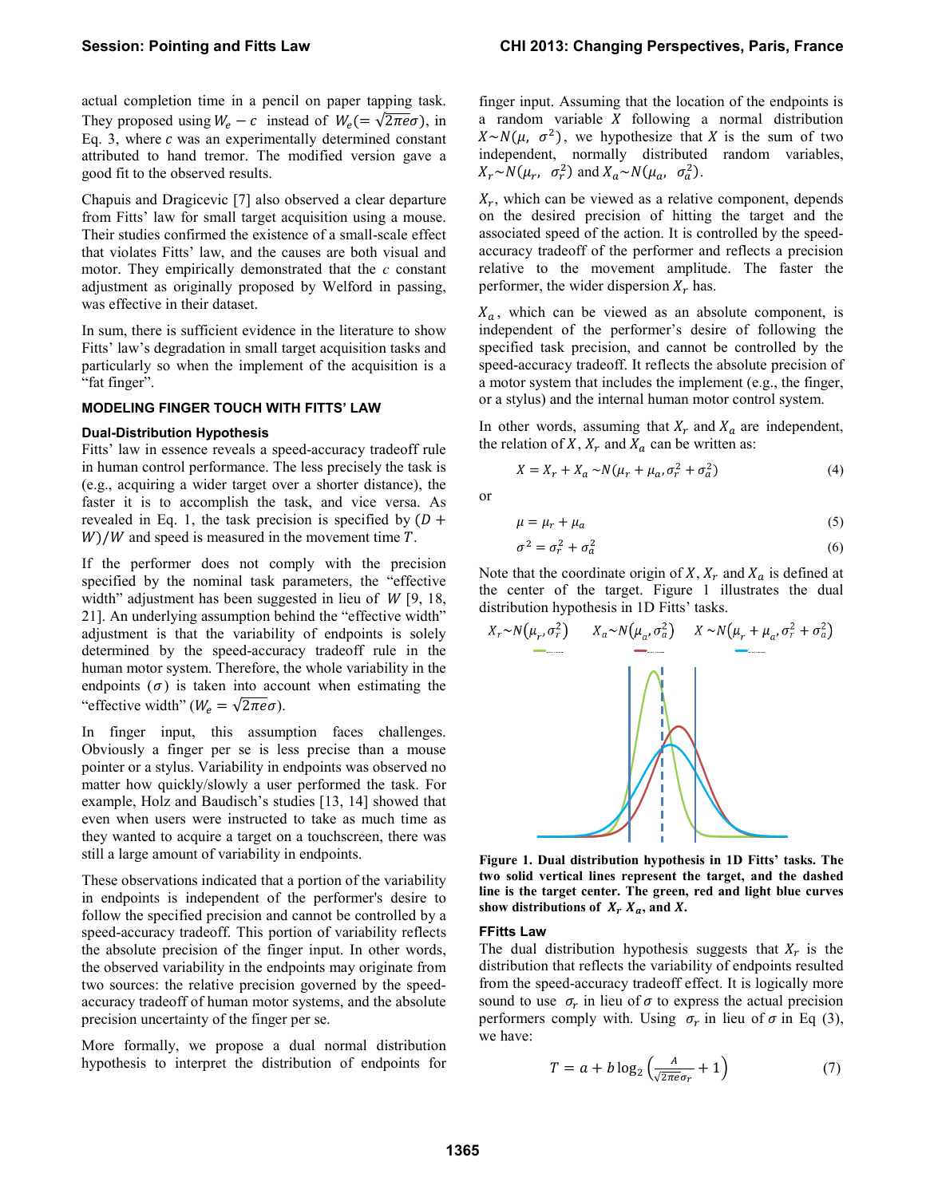actual completion time in a pencil on paper tapping task. They proposed using $W_e - c$ instead of $W_e (= \sqrt{2\pi e}\sigma)$, in Eq. 3, where $c$ was an experimentally determined constant attributed to hand tremor. The modified version gave a good fit to the observed results.

Chapuis and Dragicevic [7] also observed a clear departure from Fitts' law for small target acquisition using a mouse. Their studies confirmed the existence of a small-scale effect that violates Fitts' law, and the causes are both visual and motor. They empirically demonstrated that the *c* constant adjustment as originally proposed by Welford in passing, was effective in their dataset.

In sum, there is sufficient evidence in the literature to show Fitts' law's degradation in small target acquisition tasks and particularly so when the implement of the acquisition is a "fat finger".

## MODELING FINGER TOUCH WITH FITTS' LAW

### Dual-Distribution Hypothesis

Fitts' law in essence reveals a speed-accuracy tradeoff rule in human control performance. The less precisely the task is (e.g., acquiring a wider target over a shorter distance), the faster it is to accomplish the task, and vice versa. As revealed in Eq. 1, the task precision is specified by $(D + W)/W$ and speed is measured in the movement time $T$.

If the performer does not comply with the precision specified by the nominal task parameters, the "effective width" adjustment has been suggested in lieu of $W$ [9, 18, 21]. An underlying assumption behind the "effective width" adjustment is that the variability of endpoints is solely determined by the speed-accuracy tradeoff rule in the human motor system. Therefore, the whole variability in the endpoints ($\sigma$) is taken into account when estimating the "effective width" ($W_e = \sqrt{2\pi e}\sigma$).

In finger input, this assumption faces challenges. Obviously a finger per se is less precise than a mouse pointer or a stylus. Variability in endpoints was observed no matter how quickly/slowly a user performed the task. For example, Holz and Baudisch's studies [13, 14] showed that even when users were instructed to take as much time as they wanted to acquire a target on a touchscreen, there was still a large amount of variability in endpoints.

These observations indicated that a portion of the variability in endpoints is independent of the performer's desire to follow the specified precision and cannot be controlled by a speed-accuracy tradeoff. This portion of variability reflects the absolute precision of the finger input. In other words, the observed variability in the endpoints may originate from two sources: the relative precision governed by the speed-accuracy tradeoff of human motor systems, and the absolute precision uncertainty of the finger per se.

More formally, we propose a dual normal distribution hypothesis to interpret the distribution of endpoints for finger input. Assuming that the location of the endpoints is a random variable $X$ following a normal distribution $X \sim N(\mu, \sigma^2)$, we hypothesize that $X$ is the sum of two independent, normally distributed random variables, $X_r \sim N(\mu_r, \sigma_r^2)$ and $X_a \sim N(\mu_a, \sigma_a^2)$.

$X_r$, which can be viewed as a relative component, depends on the desired precision of hitting the target and the associated speed of the action. It is controlled by the speed-accuracy tradeoff of the performer and reflects a precision relative to the movement amplitude. The faster the performer, the wider dispersion $X_r$ has.

$X_a$, which can be viewed as an absolute component, is independent of the performer's desire of following the specified task precision, and cannot be controlled by the speed-accuracy tradeoff. It reflects the absolute precision of a motor system that includes the implement (e.g., the finger, or a stylus) and the internal human motor control system.

In other words, assuming that $X_r$ and $X_a$ are independent, the relation of $X$, $X_r$ and $X_a$ can be written as:

$$X = X_r + X_a \sim N(\mu_r + \mu_a, \sigma_r^2 + \sigma_a^2) \tag{4}$$

or

$$\mu = \mu_r + \mu_a \tag{5}$$

$$\sigma^2 = \sigma_r^2 + \sigma_a^2 \tag{6}$$

Note that the coordinate origin of $X$, $X_r$ and $X_a$ is defined at the center of the target. Figure 1 illustrates the dual distribution hypothesis in 1D Fitts' tasks.

$X_r \sim N(\mu_r, \sigma_r^2)$ $X_a \sim N(\mu_a, \sigma_a^2)$ $X \sim N(\mu_r + \mu_a, \sigma_r^2 + \sigma_a^2)$

**Figure 1. Dual distribution hypothesis in 1D Fitts' tasks. The two solid vertical lines represent the target, and the dashed line is the target center. The green, red and light blue curves show distributions of $X_r$ $X_a$, and $X$.**

### FFitts Law

The dual distribution hypothesis suggests that $X_r$ is the distribution that reflects the variability of endpoints resulted from the speed-accuracy tradeoff effect. It is logically more sound to use $\sigma_r$ in lieu of $\sigma$ to express the actual precision performers comply with. Using $\sigma_r$ in lieu of $\sigma$ in Eq (3), we have:

$$T = a + b\log_2\left(\frac{A}{\sqrt{2\pi e}\sigma_r} + 1\right) \tag{7}$$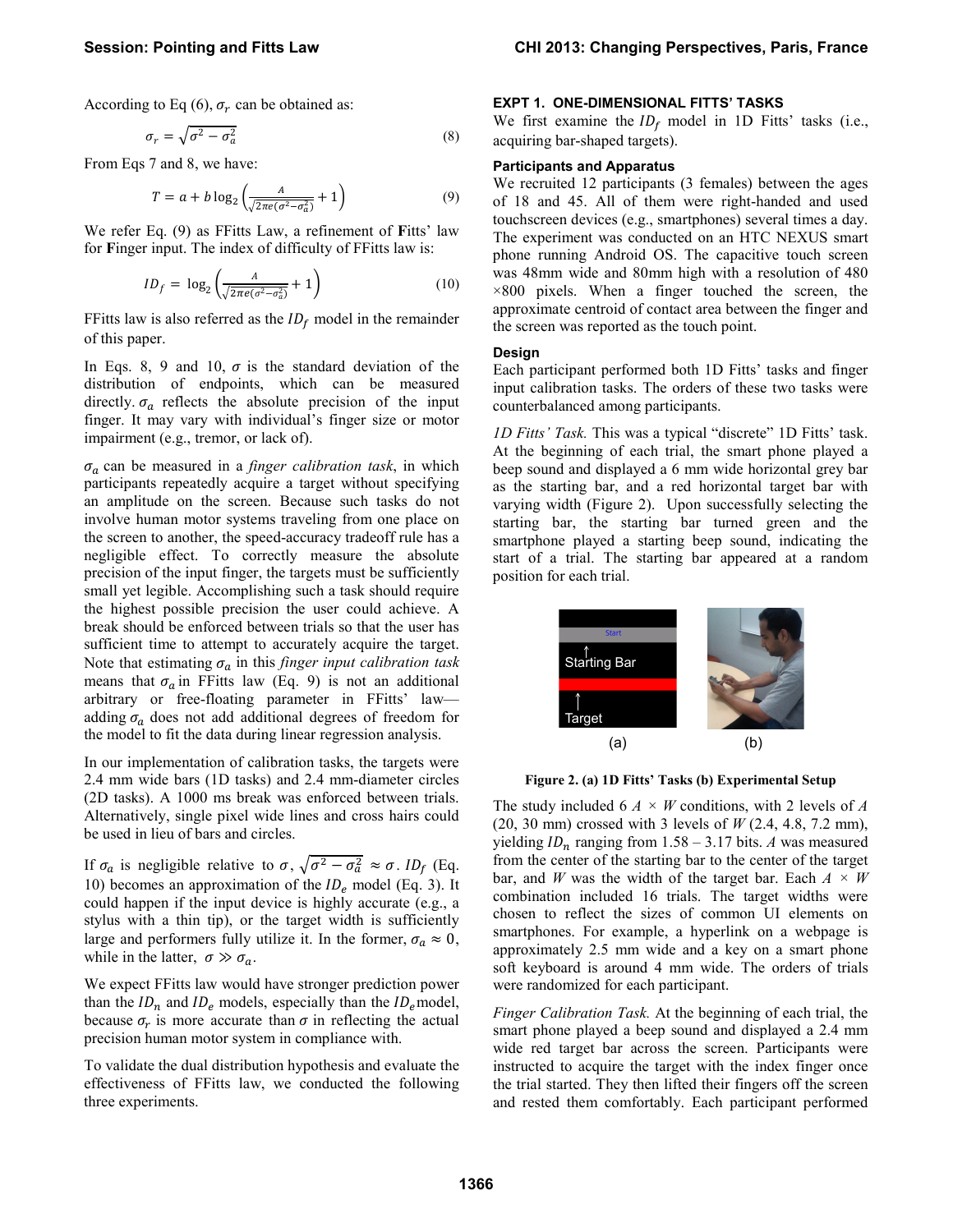According to Eq (6), $\sigma_r$ can be obtained as:

$$\sigma_r = \sqrt{\sigma^2 - \sigma_a^2} \tag{8}$$

From Eqs 7 and 8, we have:

$$T = a + b\log_2\left(\frac{A}{\sqrt{2\pi e(\sigma^2 - \sigma_a^2)}} + 1\right) \tag{9}$$

We refer Eq. (9) as FFitts Law, a refinement of **F**itts' law for **F**inger input. The index of difficulty of FFitts law is:

$$ID_f = \log_2\left(\frac{A}{\sqrt{2\pi e(\sigma^2 - \sigma_a^2)}} + 1\right) \tag{10}$$

FFitts law is also referred as the $ID_f$ model in the remainder of this paper.

In Eqs. 8, 9 and 10, $\sigma$ is the standard deviation of the distribution of endpoints, which can be measured directly. $\sigma_a$ reflects the absolute precision of the input finger. It may vary with individual's finger size or motor impairment (e.g., tremor, or lack of).

$\sigma_a$ can be measured in a *finger calibration task*, in which participants repeatedly acquire a target without specifying an amplitude on the screen. Because such tasks do not involve human motor systems traveling from one place on the screen to another, the speed-accuracy tradeoff rule has a negligible effect. To correctly measure the absolute precision of the input finger, the targets must be sufficiently small yet legible. Accomplishing such a task should require the highest possible precision the user could achieve. A break should be enforced between trials so that the user has sufficient time to attempt to accurately acquire the target. Note that estimating $\sigma_a$ in this *finger input calibration task* means that $\sigma_a$ in FFitts law (Eq. 9) is not an additional arbitrary or free-floating parameter in FFitts' law—adding $\sigma_a$ does not add additional degrees of freedom for the model to fit the data during linear regression analysis.

In our implementation of calibration tasks, the targets were 2.4 mm wide bars (1D tasks) and 2.4 mm-diameter circles (2D tasks). A 1000 ms break was enforced between trials. Alternatively, single pixel wide lines and cross hairs could be used in lieu of bars and circles.

If $\sigma_a$ is negligible relative to $\sigma$, $\sqrt{\sigma^2 - \sigma_a^2} \approx \sigma$. $ID_f$ (Eq. 10) becomes an approximation of the $ID_e$ model (Eq. 3). It could happen if the input device is highly accurate (e.g., a stylus with a thin tip), or the target width is sufficiently large and performers fully utilize it. In the former, $\sigma_a \approx 0$, while in the latter, $\sigma \gg \sigma_a$.

We expect FFitts law would have stronger prediction power than the $ID_n$ and $ID_e$ models, especially than the $ID_e$ model, because $\sigma_r$ is more accurate than $\sigma$ in reflecting the actual precision human motor system in compliance with.

To validate the dual distribution hypothesis and evaluate the effectiveness of FFitts law, we conducted the following three experiments.

## EXPT 1. ONE-DIMENSIONAL FITTS' TASKS

We first examine the $ID_f$ model in 1D Fitts' tasks (i.e., acquiring bar-shaped targets).

### Participants and Apparatus

We recruited 12 participants (3 females) between the ages of 18 and 45. All of them were right-handed and used touchscreen devices (e.g., smartphones) several times a day. The experiment was conducted on an HTC NEXUS smart phone running Android OS. The capacitive touch screen was 48mm wide and 80mm high with a resolution of 480 ×800 pixels. When a finger touched the screen, the approximate centroid of contact area between the finger and the screen was reported as the touch point.

### Design

Each participant performed both 1D Fitts' tasks and finger input calibration tasks. The orders of these two tasks were counterbalanced among participants.

*1D Fitts' Task.* This was a typical "discrete" 1D Fitts' task. At the beginning of each trial, the smart phone played a beep sound and displayed a 6 mm wide horizontal grey bar as the starting bar, and a red horizontal target bar with varying width (Figure 2). Upon successfully selecting the starting bar, the starting bar turned green and the smartphone played a starting beep sound, indicating the start of a trial. The starting bar appeared at a random position for each trial.

**Figure 2. (a) 1D Fitts' Tasks (b) Experimental Setup**

The study included 6 $A \times W$ conditions, with 2 levels of $A$ (20, 30 mm) crossed with 3 levels of $W$ (2.4, 4.8, 7.2 mm), yielding $ID_n$ ranging from 1.58 – 3.17 bits. $A$ was measured from the center of the starting bar to the center of the target bar, and $W$ was the width of the target bar. Each $A \times W$ combination included 16 trials. The target widths were chosen to reflect the sizes of common UI elements on smartphones. For example, a hyperlink on a webpage is approximately 2.5 mm wide and a key on a smart phone soft keyboard is around 4 mm wide. The orders of trials were randomized for each participant.

*Finger Calibration Task.* At the beginning of each trial, the smart phone played a beep sound and displayed a 2.4 mm wide red target bar across the screen. Participants were instructed to acquire the target with the index finger once the trial started. They then lifted their fingers off the screen and rested them comfortably. Each participant performed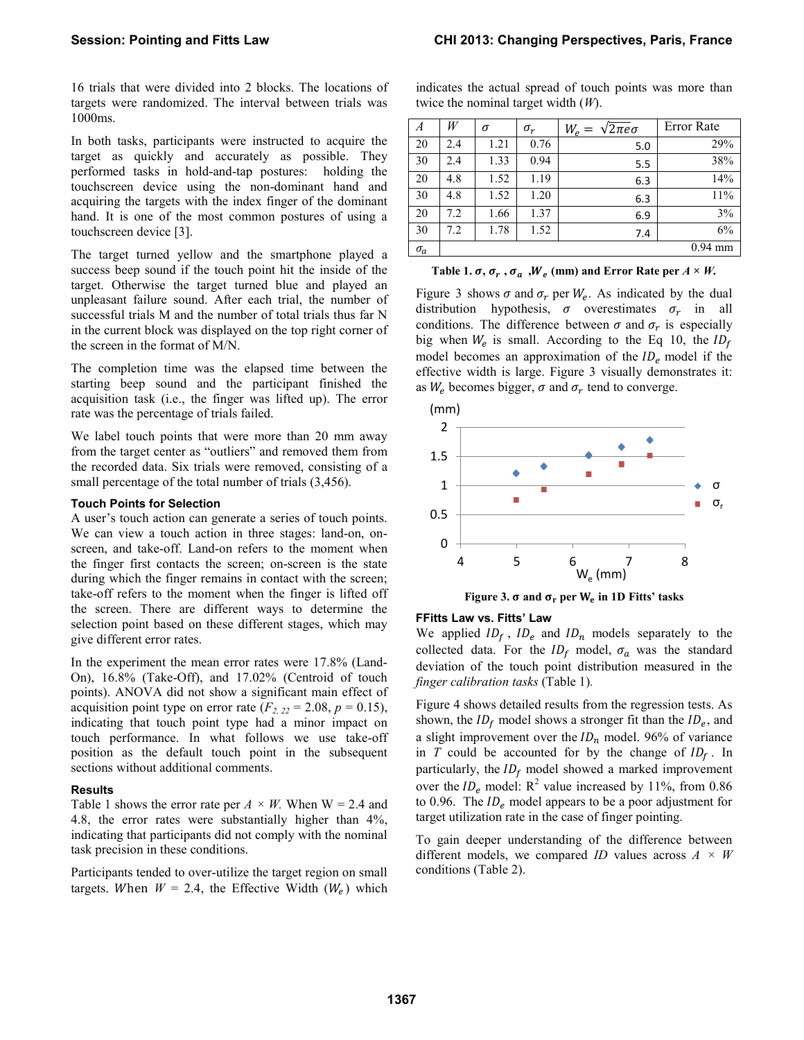16 trials that were divided into 2 blocks. The locations of targets were randomized. The interval between trials was 1000ms.

In both tasks, participants were instructed to acquire the target as quickly and accurately as possible. They performed tasks in hold-and-tap postures: holding the touchscreen device using the non-dominant hand and acquiring the targets with the index finger of the dominant hand. It is one of the most common postures of using a touchscreen device [3].

The target turned yellow and the smartphone played a success beep sound if the touch point hit the inside of the target. Otherwise the target turned blue and played an unpleasant failure sound. After each trial, the number of successful trials M and the number of total trials thus far N in the current block was displayed on the top right corner of the screen in the format of M/N.

The completion time was the elapsed time between the starting beep sound and the participant finished the acquisition task (i.e., the finger was lifted up). The error rate was the percentage of trials failed.

We label touch points that were more than 20 mm away from the target center as "outliers" and removed them from the recorded data. Six trials were removed, consisting of a small percentage of the total number of trials (3,456).

### Touch Points for Selection

A user's touch action can generate a series of touch points. We can view a touch action in three stages: land-on, on-screen, and take-off. Land-on refers to the moment when the finger first contacts the screen; on-screen is the state during which the finger remains in contact with the screen; take-off refers to the moment when the finger is lifted off the screen. There are different ways to determine the selection point based on these different stages, which may give different error rates.

In the experiment the mean error rates were 17.8% (Land-On), 16.8% (Take-Off), and 17.02% (Centroid of touch points). ANOVA did not show a significant main effect of acquisition point type on error rate ($F_{2,22} = 2.08$, $p = 0.15$), indicating that touch point type had a minor impact on touch performance. In what follows we use take-off position as the default touch point in the subsequent sections without additional comments.

### Results

Table 1 shows the error rate per $A \times W$. When W = 2.4 and 4.8, the error rates were substantially higher than 4%, indicating that participants did not comply with the nominal task precision in these conditions.

Participants tended to over-utilize the target region on small targets. When $W$ = 2.4, the Effective Width ($W_e$) which indicates the actual spread of touch points was more than twice the nominal target width ($W$).

| $A$ | $W$ | $\sigma$ | $\sigma_r$ | $W_e = \sqrt{2\pi e}\sigma$ | Error Rate |
|---|---|---|---|---|---|
| 20 | 2.4 | 1.21 | 0.76 | 5.0 | 29% |
| 30 | 2.4 | 1.33 | 0.94 | 5.5 | 38% |
| 20 | 4.8 | 1.52 | 1.19 | 6.3 | 14% |
| 30 | 4.8 | 1.52 | 1.20 | 6.3 | 11% |
| 20 | 7.2 | 1.66 | 1.37 | 6.9 | 3% |
| 30 | 7.2 | 1.78 | 1.52 | 7.4 | 6% |
| $\sigma_a$ | | | | | 0.94 mm |

**Table 1. $\sigma$, $\sigma_r$ , $\sigma_a$ ,$W_e$ (mm) and Error Rate per $A \times W$.**

Figure 3 shows $\sigma$ and $\sigma_r$ per $W_e$. As indicated by the dual distribution hypothesis, $\sigma$ overestimates $\sigma_r$ in all conditions. The difference between $\sigma$ and $\sigma_r$ is especially big when $W_e$ is small. According to the Eq 10, the $ID_f$ model becomes an approximation of the $ID_e$ model if the effective width is large. Figure 3 visually demonstrates it: as $W_e$ becomes bigger, $\sigma$ and $\sigma_r$ tend to converge.

**Figure 3. $\sigma$ and $\sigma_r$ per $W_e$ in 1D Fitts' tasks**

### FFitts Law vs. Fitts' Law

We applied $ID_f$ , $ID_e$ and $ID_n$ models separately to the collected data. For the $ID_f$ model, $\sigma_a$ was the standard deviation of the touch point distribution measured in the *finger calibration tasks* (Table 1).

Figure 4 shows detailed results from the regression tests. As shown, the $ID_f$ model shows a stronger fit than the $ID_e$, and a slight improvement over the $ID_n$ model. 96% of variance in $T$ could be accounted for by the change of $ID_f$ . In particularly, the $ID_f$ model showed a marked improvement over the $ID_e$ model: $R^2$ value increased by 11%, from 0.86 to 0.96. The $ID_e$ model appears to be a poor adjustment for target utilization rate in the case of finger pointing.

To gain deeper understanding of the difference between different models, we compared $ID$ values across $A \times W$ conditions (Table 2).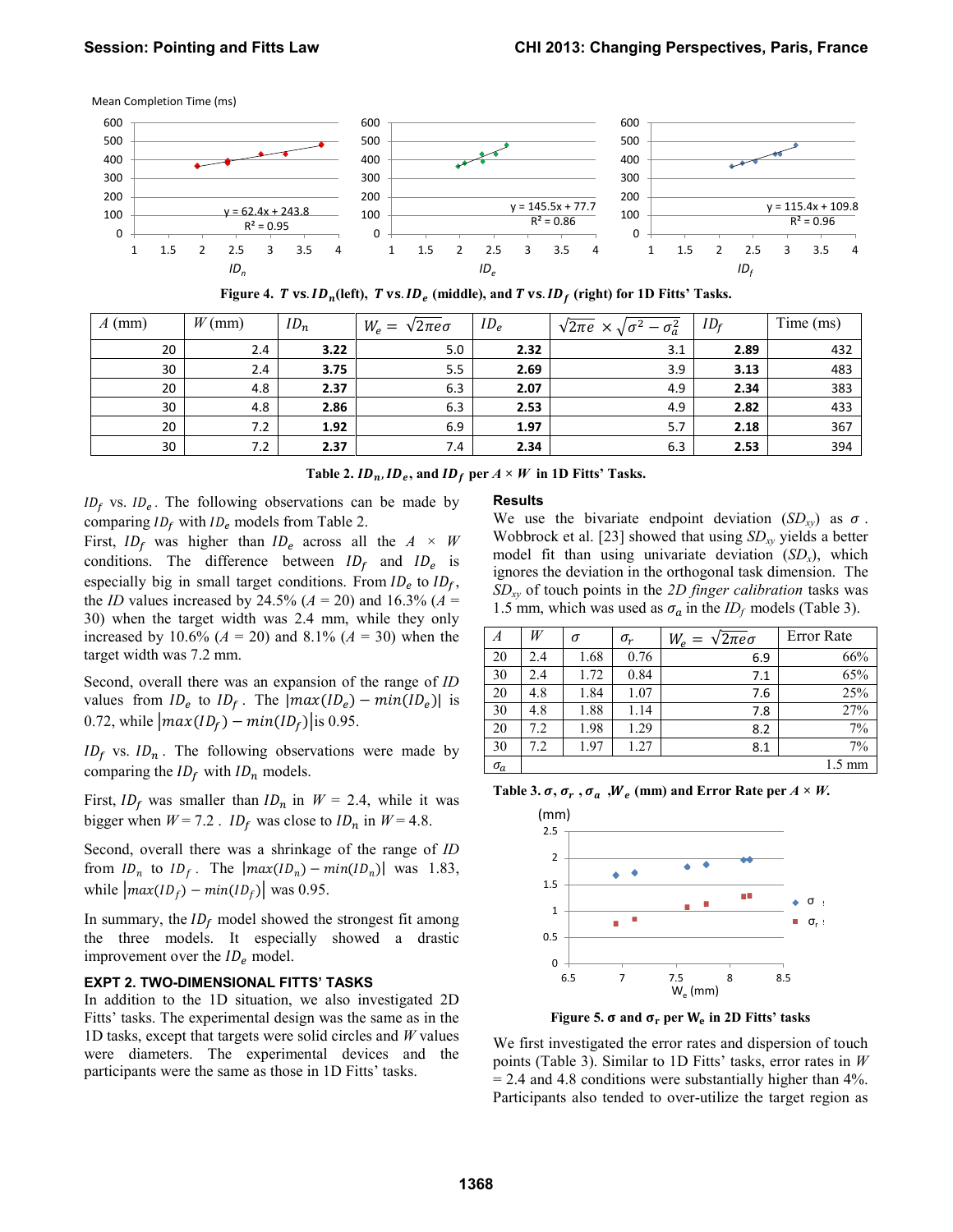Figure 4. $T$ vs. $ID_n$ (left), $T$ vs. $ID_e$ (middle), and $T$ vs. $ID_f$ (right) for 1D Fitts' Tasks.

| $A$ (mm) | $W$ (mm) | $ID_n$ | $W_e = \sqrt{2\pi e}\sigma$ | $ID_e$ | $\sqrt{2\pi e} \times \sqrt{\sigma^2 - \sigma_a^2}$ | $ID_f$ | Time (ms) |
|---|---|---|---|---|---|---|---|
| 20 | 2.4 | **3.22** | 5.0 | **2.32** | 3.1 | **2.89** | 432 |
| 30 | 2.4 | **3.75** | 5.5 | **2.69** | 3.9 | **3.13** | 483 |
| 20 | 4.8 | **2.37** | 6.3 | **2.07** | 4.9 | **2.34** | 383 |
| 30 | 4.8 | **2.86** | 6.3 | **2.53** | 4.9 | **2.82** | 433 |
| 20 | 7.2 | **1.92** | 6.9 | **1.97** | 5.7 | **2.18** | 367 |
| 30 | 7.2 | **2.37** | 7.4 | **2.34** | 6.3 | **2.53** | 394 |

Table 2. $ID_n$, $ID_e$, and $ID_f$ per $A \times W$ in 1D Fitts' Tasks.

$ID_f$ vs. $ID_e$. The following observations can be made by comparing $ID_f$ with $ID_e$ models from Table 2.

First, $ID_f$ was higher than $ID_e$ across all the $A \times W$ conditions. The difference between $ID_f$ and $ID_e$ is especially big in small target conditions. From $ID_e$ to $ID_f$, the $ID$ values increased by 24.5% ($A$ = 20) and 16.3% ($A$ = 30) when the target width was 2.4 mm, while they only increased by 10.6% ($A$ = 20) and 8.1% ($A$ = 30) when the target width was 7.2 mm.

Second, overall there was an expansion of the range of $ID$ values from $ID_e$ to $ID_f$. The $|max(ID_e) - min(ID_e)|$ is 0.72, while $|max(ID_f) - min(ID_f)|$ is 0.95.

$ID_f$ vs. $ID_n$. The following observations were made by comparing the $ID_f$ with $ID_n$ models.

First, $ID_f$ was smaller than $ID_n$ in $W$ = 2.4, while it was bigger when $W$ = 7.2. $ID_f$ was close to $ID_n$ in $W$ = 4.8.

Second, overall there was a shrinkage of the range of $ID$ from $ID_n$ to $ID_f$. The $|max(ID_n) - min(ID_n)|$ was 1.83, while $|max(ID_f) - min(ID_f)|$ was 0.95.

In summary, the $ID_f$ model showed the strongest fit among the three models. It especially showed a drastic improvement over the $ID_e$ model.

## EXPT 2. TWO-DIMENSIONAL FITTS' TASKS

In addition to the 1D situation, we also investigated 2D Fitts' tasks. The experimental design was the same as in the 1D tasks, except that targets were solid circles and $W$ values were diameters. The experimental devices and the participants were the same as those in 1D Fitts' tasks.

### Results

We use the bivariate endpoint deviation ($SD_{xy}$) as $\sigma$. Wobbrock et al. [23] showed that using $SD_{xy}$ yields a better model fit than using univariate deviation ($SD_x$), which ignores the deviation in the orthogonal task dimension. The $SD_{xy}$ of touch points in the *2D finger calibration* tasks was 1.5 mm, which was used as $\sigma_a$ in the $ID_f$ models (Table 3).

| $A$ | $W$ | $\sigma$ | $\sigma_r$ | $W_e = \sqrt{2\pi e}\sigma$ | Error Rate |
|---|---|---|---|---|---|
| 20 | 2.4 | 1.68 | 0.76 | 6.9 | 66% |
| 30 | 2.4 | 1.72 | 0.84 | 7.1 | 65% |
| 20 | 4.8 | 1.84 | 1.07 | 7.6 | 25% |
| 30 | 4.8 | 1.88 | 1.14 | 7.8 | 27% |
| 20 | 7.2 | 1.98 | 1.29 | 8.2 | 7% |
| 30 | 7.2 | 1.97 | 1.27 | 8.1 | 7% |
| $\sigma_a$ | | | | | 1.5 mm |

Table 3. $\sigma$, $\sigma_r$, $\sigma_a$, $W_e$ (mm) and Error Rate per $A \times W$.

Figure 5. σ and $\sigma_r$ per $W_e$ in 2D Fitts' tasks

We first investigated the error rates and dispersion of touch points (Table 3). Similar to 1D Fitts' tasks, error rates in $W$ = 2.4 and 4.8 conditions were substantially higher than 4%. Participants also tended to over-utilize the target region as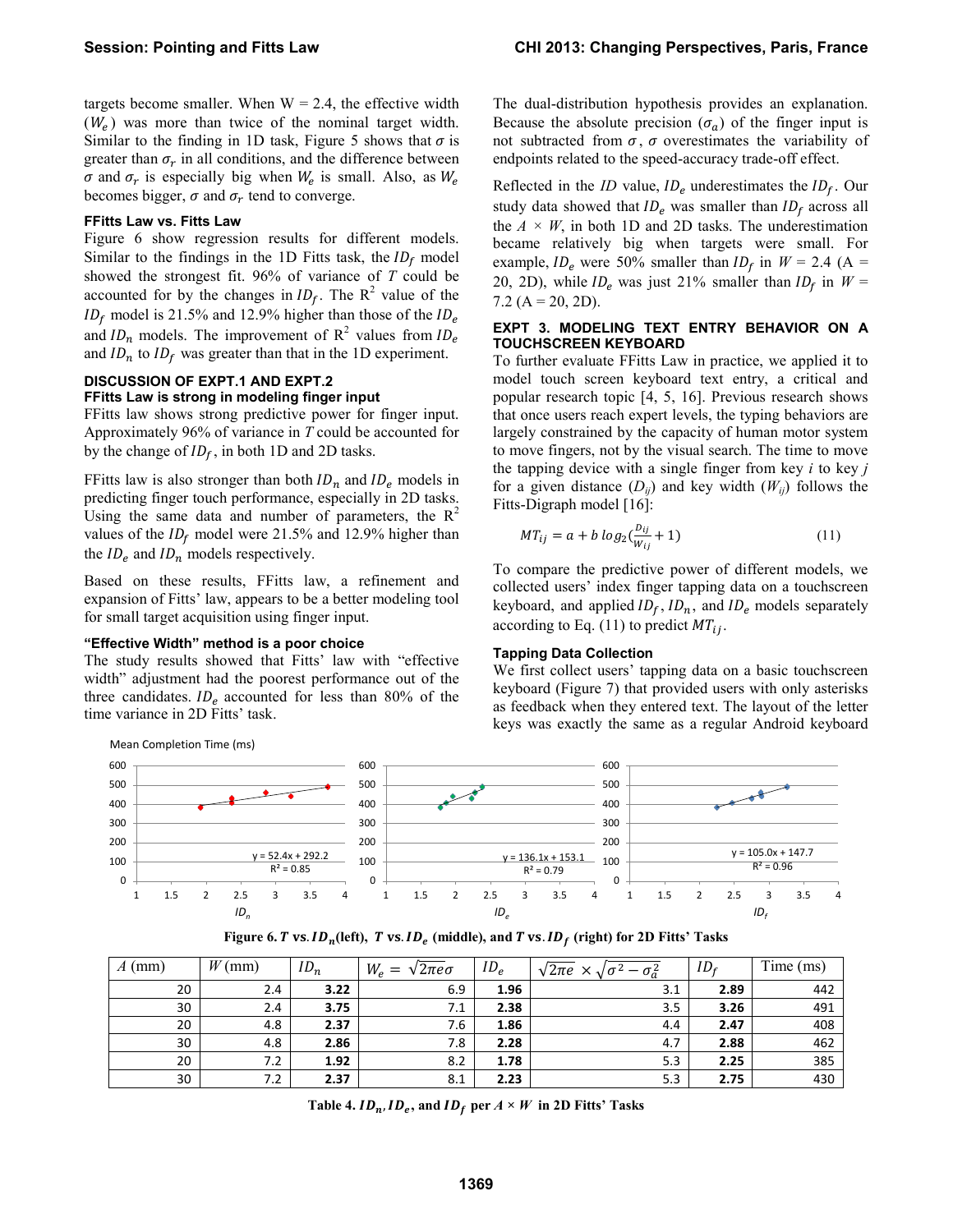targets become smaller. When W = 2.4, the effective width ($W_e$) was more than twice of the nominal target width. Similar to the finding in 1D task, Figure 5 shows that $\sigma$ is greater than $\sigma_r$ in all conditions, and the difference between $\sigma$ and $\sigma_r$ is especially big when $W_e$ is small. Also, as $W_e$ becomes bigger, $\sigma$ and $\sigma_r$ tend to converge.

### FFitts Law vs. Fitts Law

Figure 6 show regression results for different models. Similar to the findings in the 1D Fitts task, the $ID_f$ model showed the strongest fit. 96% of variance of $T$ could be accounted for by the changes in $ID_f$. The $R^2$ value of the $ID_f$ model is 21.5% and 12.9% higher than those of the $ID_e$ and $ID_n$ models. The improvement of $R^2$ values from $ID_e$ and $ID_n$ to $ID_f$ was greater than that in the 1D experiment.

## DISCUSSION OF EXPT.1 AND EXPT.2

### FFitts Law is strong in modeling finger input

FFitts law shows strong predictive power for finger input. Approximately 96% of variance in $T$ could be accounted for by the change of $ID_f$, in both 1D and 2D tasks.

FFitts law is also stronger than both $ID_n$ and $ID_e$ models in predicting finger touch performance, especially in 2D tasks. Using the same data and number of parameters, the $R^2$ values of the $ID_f$ model were 21.5% and 12.9% higher than the $ID_e$ and $ID_n$ models respectively.

Based on these results, FFitts law, a refinement and expansion of Fitts' law, appears to be a better modeling tool for small target acquisition using finger input.

### "Effective Width" method is a poor choice

The study results showed that Fitts' law with "effective width" adjustment had the poorest performance out of the three candidates. $ID_e$ accounted for less than 80% of the time variance in 2D Fitts' task.

The dual-distribution hypothesis provides an explanation. Because the absolute precision ($\sigma_a$) of the finger input is not subtracted from $\sigma$, $\sigma$ overestimates the variability of endpoints related to the speed-accuracy trade-off effect.

Reflected in the $ID$ value, $ID_e$ underestimates the $ID_f$. Our study data showed that $ID_e$ was smaller than $ID_f$ across all the $A \times W$, in both 1D and 2D tasks. The underestimation became relatively big when targets were small. For example, $ID_e$ were 50% smaller than $ID_f$ in $W$ = 2.4 (A = 20, 2D), while $ID_e$ was just 21% smaller than $ID_f$ in $W$ = 7.2 (A = 20, 2D).

## EXPT 3. MODELING TEXT ENTRY BEHAVIOR ON A TOUCHSCREEN KEYBOARD

To further evaluate FFitts Law in practice, we applied it to model touch screen keyboard text entry, a critical and popular research topic [4, 5, 16]. Previous research shows that once users reach expert levels, the typing behaviors are largely constrained by the capacity of human motor system to move fingers, not by the visual search. The time to move the tapping device with a single finger from key $i$ to key $j$ for a given distance ($D_{ij}$) and key width ($W_{ij}$) follows the Fitts-Digraph model [16]:

$$MT_{ij} = a + b\, log_2(\frac{D_{ij}}{W_{ij}} + 1) \quad (11)$$

To compare the predictive power of different models, we collected users' index finger tapping data on a touchscreen keyboard, and applied $ID_f$, $ID_n$, and $ID_e$ models separately according to Eq. (11) to predict $MT_{ij}$.

### Tapping Data Collection

We first collect users' tapping data on a basic touchscreen keyboard (Figure 7) that provided users with only asterisks as feedback when they entered text. The layout of the letter keys was exactly the same as a regular Android keyboard

Mean Completion Time (ms)

(Left panel, $ID_n$: y = 52.4x + 292.2, R² = 0.85; middle panel, $ID_e$: y = 136.1x + 153.1, R² = 0.79; right panel, $ID_f$: y = 105.0x + 147.7, R² = 0.96)

**Figure 6. $T$ vs. $ID_n$ (left), $T$ vs. $ID_e$ (middle), and $T$ vs. $ID_f$ (right) for 2D Fitts' Tasks**

| $A$ (mm) | $W$ (mm) | $ID_n$ | $W_e = \sqrt{2\pi e}\sigma$ | $ID_e$ | $\sqrt{2\pi e} \times \sqrt{\sigma^2 - \sigma_a^2}$ | $ID_f$ | Time (ms) |
|---|---|---|---|---|---|---|---|
| 20 | 2.4 | **3.22** | 6.9 | **1.96** | 3.1 | **2.89** | 442 |
| 30 | 2.4 | **3.75** | 7.1 | **2.38** | 3.5 | **3.26** | 491 |
| 20 | 4.8 | **2.37** | 7.6 | **1.86** | 4.4 | **2.47** | 408 |
| 30 | 4.8 | **2.86** | 7.8 | **2.28** | 4.7 | **2.88** | 462 |
| 20 | 7.2 | **1.92** | 8.2 | **1.78** | 5.3 | **2.25** | 385 |
| 30 | 7.2 | **2.37** | 8.1 | **2.23** | 5.3 | **2.75** | 430 |

**Table 4. $ID_n$, $ID_e$, and $ID_f$ per $A \times W$ in 2D Fitts' Tasks**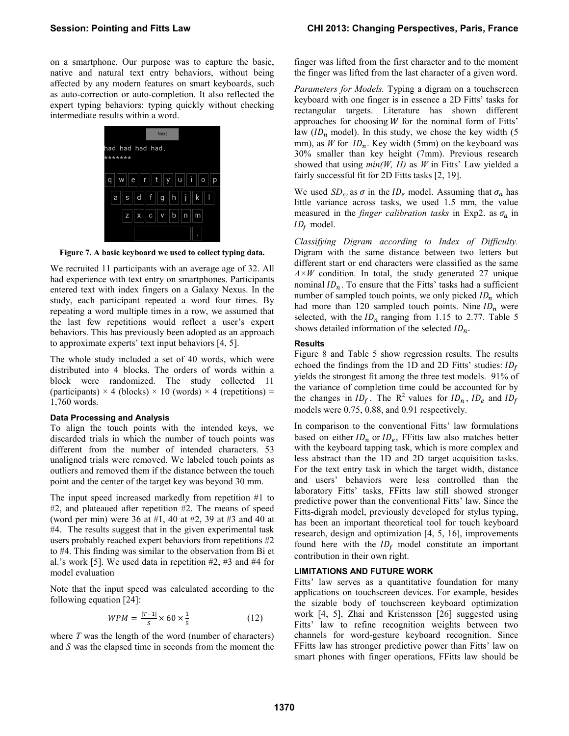on a smartphone. Our purpose was to capture the basic, native and natural text entry behaviors, without being affected by any modern features on smart keyboards, such as auto-correction or auto-completion. It also reflected the expert typing behaviors: typing quickly without checking intermediate results within a word.

**Figure 7. A basic keyboard we used to collect typing data.**

We recruited 11 participants with an average age of 32. All had experience with text entry on smartphones. Participants entered text with index fingers on a Galaxy Nexus. In the study, each participant repeated a word four times. By repeating a word multiple times in a row, we assumed that the last few repetitions would reflect a user's expert behaviors. This has previously been adopted as an approach to approximate experts' text input behaviors [4, 5].

The whole study included a set of 40 words, which were distributed into 4 blocks. The orders of words within a block were randomized. The study collected 11 (participants) × 4 (blocks) × 10 (words) × 4 (repetitions) = 1,760 words.

### Data Processing and Analysis

To align the touch points with the intended keys, we discarded trials in which the number of touch points was different from the number of intended characters. 53 unaligned trials were removed. We labeled touch points as outliers and removed them if the distance between the touch point and the center of the target key was beyond 30 mm.

The input speed increased markedly from repetition #1 to #2, and plateaued after repetition #2. The means of speed (word per min) were 36 at #1, 40 at #2, 39 at #3 and 40 at #4. The results suggest that in the given experimental task users probably reached expert behaviors from repetitions #2 to #4. This finding was similar to the observation from Bi et al.'s work [5]. We used data in repetition #2, #3 and #4 for model evaluation

Note that the input speed was calculated according to the following equation [24]:

$$WPM = \frac{|T-1|}{S} \times 60 \times \frac{1}{5} \qquad (12)$$

where *T* was the length of the word (number of characters) and *S* was the elapsed time in seconds from the moment the finger was lifted from the first character and to the moment the finger was lifted from the last character of a given word.

*Parameters for Models.* Typing a digram on a touchscreen keyboard with one finger is in essence a 2D Fitts' tasks for rectangular targets. Literature has shown different approaches for choosing $W$ for the nominal form of Fitts' law ($ID_n$ model). In this study, we chose the key width (5 mm), as $W$ for $ID_n$. Key width (5mm) on the keyboard was 30% smaller than key height (7mm). Previous research showed that using *min(W, H)* as *W* in Fitts' Law yielded a fairly successful fit for 2D Fitts tasks [2, 19].

We used $SD_{xy}$ as $\sigma$ in the $ID_e$ model. Assuming that $\sigma_a$ has little variance across tasks, we used 1.5 mm, the value measured in the *finger calibration tasks* in Exp2. as $\sigma_a$ in $ID_f$ model.

*Classifying Digram according to Index of Difficulty.* Digram with the same distance between two letters but different start or end characters were classified as the same $A \times W$ condition. In total, the study generated 27 unique nominal $ID_n$. To ensure that the Fitts' tasks had a sufficient number of sampled touch points, we only picked $ID_n$ which had more than 120 sampled touch points. Nine $ID_n$ were selected, with the $ID_n$ ranging from 1.15 to 2.77. Table 5 shows detailed information of the selected $ID_n$.

### Results

Figure 8 and Table 5 show regression results. The results echoed the findings from the 1D and 2D Fitts' studies: $ID_f$ yields the strongest fit among the three test models. 91% of the variance of completion time could be accounted for by the changes in $ID_f$. The $R^2$ values for $ID_n$, $ID_e$ and $ID_f$ models were 0.75, 0.88, and 0.91 respectively.

In comparison to the conventional Fitts' law formulations based on either $ID_n$ or $ID_e$, FFitts law also matches better with the keyboard tapping task, which is more complex and less abstract than the 1D and 2D target acquisition tasks. For the text entry task in which the target width, distance and users' behaviors were less controlled than the laboratory Fitts' tasks, FFitts law still showed stronger predictive power than the conventional Fitts' law. Since the Fitts-digrah model, previously developed for stylus typing, has been an important theoretical tool for touch keyboard research, design and optimization [4, 5, 16], improvements found here with the $ID_f$ model constitute an important contribution in their own right.

## LIMITATIONS AND FUTURE WORK

Fitts' law serves as a quantitative foundation for many applications on touchscreen devices. For example, besides the sizable body of touchscreen keyboard optimization work [4, 5], Zhai and Kristensson [26] suggested using Fitts' law to refine recognition weights between two channels for word-gesture keyboard recognition. Since FFitts law has stronger predictive power than Fitts' law on smart phones with finger operations, FFitts law should be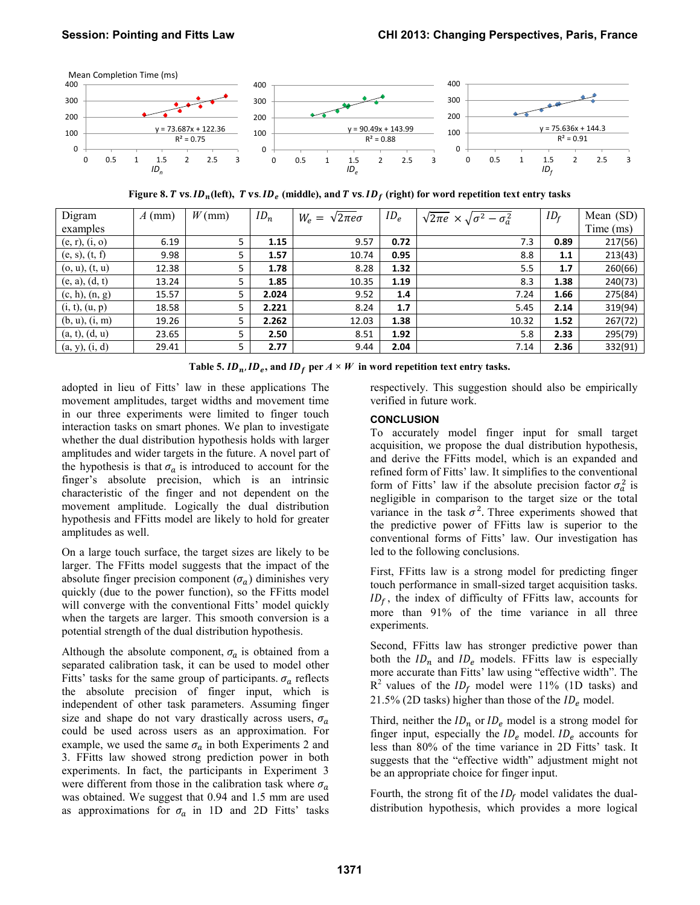Figure 8. $T$ vs. $ID_n$ (left), $T$ vs. $ID_e$ (middle), and $T$ vs. $ID_f$ (right) for word repetition text entry tasks

| Digram examples | $A$ (mm) | $W$ (mm) | $ID_n$ | $W_e = \sqrt{2\pi e}\sigma$ | $ID_e$ | $\sqrt{2\pi e} \times \sqrt{\sigma^2 - \sigma_a^2}$ | $ID_f$ | Mean (SD) Time (ms) |
|---|---|---|---|---|---|---|---|---|
| (e, r), (i, o) | 6.19 | 5 | **1.15** | 9.57 | **0.72** | 7.3 | **0.89** | 217(56) |
| (e, s), (t, f) | 9.98 | 5 | **1.57** | 10.74 | **0.95** | 8.8 | **1.1** | 213(43) |
| (o, u), (t, u) | 12.38 | 5 | **1.78** | 8.28 | **1.32** | 5.5 | **1.7** | 260(66) |
| (e, a), (d, t) | 13.24 | 5 | **1.85** | 10.35 | **1.19** | 8.3 | **1.38** | 240(73) |
| (c, h), (n, g) | 15.57 | 5 | **2.024** | 9.52 | **1.4** | 7.24 | **1.66** | 275(84) |
| (i, t), (u, p) | 18.58 | 5 | **2.221** | 8.24 | **1.7** | 5.45 | **2.14** | 319(94) |
| (b, u), (i, m) | 19.26 | 5 | **2.262** | 12.03 | **1.38** | 10.32 | **1.52** | 267(72) |
| (a, t), (d, u) | 23.65 | 5 | **2.50** | 8.51 | **1.92** | 5.8 | **2.33** | 295(79) |
| (a, y), (i, d) | 29.41 | 5 | **2.77** | 9.44 | **2.04** | 7.14 | **2.36** | 332(91) |

**Table 5.** $ID_n$, $ID_e$, **and** $ID_f$ **per** $A \times W$ **in word repetition text entry tasks.**

adopted in lieu of Fitts' law in these applications The movement amplitudes, target widths and movement time in our three experiments were limited to finger touch interaction tasks on smart phones. We plan to investigate whether the dual distribution hypothesis holds with larger amplitudes and wider targets in the future. A novel part of the hypothesis is that $\sigma_a$ is introduced to account for the finger's absolute precision, which is an intrinsic characteristic of the finger and not dependent on the movement amplitude. Logically the dual distribution hypothesis and FFitts model are likely to hold for greater amplitudes as well.

On a large touch surface, the target sizes are likely to be larger. The FFitts model suggests that the impact of the absolute finger precision component ($\sigma_a$) diminishes very quickly (due to the power function), so the FFitts model will converge with the conventional Fitts' model quickly when the targets are larger. This smooth conversion is a potential strength of the dual distribution hypothesis.

Although the absolute component, $\sigma_a$ is obtained from a separated calibration task, it can be used to model other Fitts' tasks for the same group of participants. $\sigma_a$ reflects the absolute precision of finger input, which is independent of other task parameters. Assuming finger size and shape do not vary drastically across users, $\sigma_a$ could be used across users as an approximation. For example, we used the same $\sigma_a$ in both Experiments 2 and 3. FFitts law showed strong prediction power in both experiments. In fact, the participants in Experiment 3 were different from those in the calibration task where $\sigma_a$ was obtained. We suggest that 0.94 and 1.5 mm are used as approximations for $\sigma_a$ in 1D and 2D Fitts' tasks respectively. This suggestion should also be empirically verified in future work.

## CONCLUSION

To accurately model finger input for small target acquisition, we propose the dual distribution hypothesis, and derive the FFitts model, which is an expanded and refined form of Fitts' law. It simplifies to the conventional form of Fitts' law if the absolute precision factor $\sigma_a^2$ is negligible in comparison to the target size or the total variance in the task $\sigma^2$. Three experiments showed that the predictive power of FFitts law is superior to the conventional forms of Fitts' law. Our investigation has led to the following conclusions.

First, FFitts law is a strong model for predicting finger touch performance in small-sized target acquisition tasks. $ID_f$, the index of difficulty of FFitts law, accounts for more than 91% of the time variance in all three experiments.

Second, FFitts law has stronger predictive power than both the $ID_n$ and $ID_e$ models. FFitts law is especially more accurate than Fitts' law using "effective width". The $R^2$ values of the $ID_f$ model were 11% (1D tasks) and 21.5% (2D tasks) higher than those of the $ID_e$ model.

Third, neither the $ID_n$ or $ID_e$ model is a strong model for finger input, especially the $ID_e$ model. $ID_e$ accounts for less than 80% of the time variance in 2D Fitts' task. It suggests that the "effective width" adjustment might not be an appropriate choice for finger input.

Fourth, the strong fit of the $ID_f$ model validates the dual-distribution hypothesis, which provides a more logical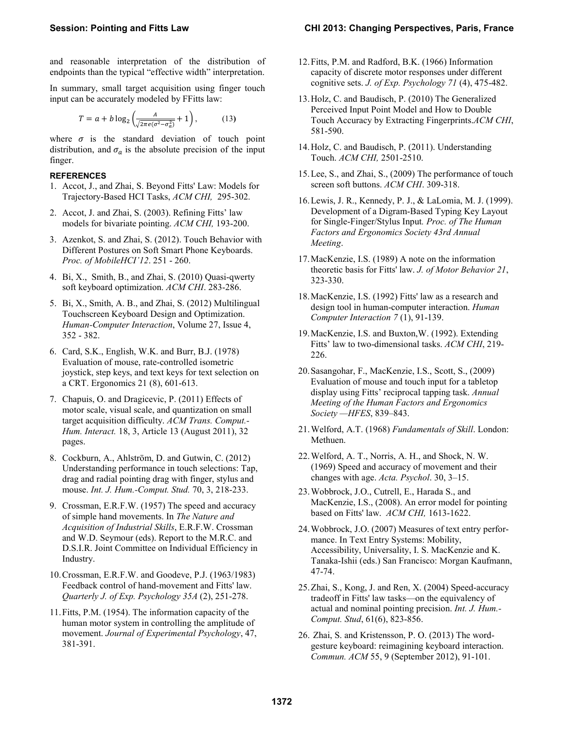and reasonable interpretation of the distribution of endpoints than the typical "effective width" interpretation.

In summary, small target acquisition using finger touch input can be accurately modeled by FFitts law:

$$T = a + b\log_2\left(\frac{A}{\sqrt{2\pi e(\sigma^2 - \sigma_a^2)}} + 1\right), \qquad (13)$$

where $\sigma$ is the standard deviation of touch point distribution, and $\sigma_a$ is the absolute precision of the input finger.

## REFERENCES

1. Accot, J., and Zhai, S. Beyond Fitts' Law: Models for Trajectory-Based HCI Tasks, *ACM CHI,* 295-302.
2. Accot, J. and Zhai, S. (2003). Refining Fitts' law models for bivariate pointing. *ACM CHI,* 193-200.
3. Azenkot, S. and Zhai, S. (2012). Touch Behavior with Different Postures on Soft Smart Phone Keyboards. *Proc. of MobileHCI'12*. 251 - 260.
4. Bi, X., Smith, B., and Zhai, S. (2010) Quasi-qwerty soft keyboard optimization. *ACM CHI*. 283-286.
5. Bi, X., Smith, A. B., and Zhai, S. (2012) Multilingual Touchscreen Keyboard Design and Optimization. *Human-Computer Interaction*, Volume 27, Issue 4, 352 - 382.
6. Card, S.K., English, W.K. and Burr, B.J. (1978) Evaluation of mouse, rate-controlled isometric joystick, step keys, and text keys for text selection on a CRT. Ergonomics 21 (8), 601-613.
7. Chapuis, O. and Dragicevic, P. (2011) Effects of motor scale, visual scale, and quantization on small target acquisition difficulty. *ACM Trans. Comput.-Hum. Interact.* 18, 3, Article 13 (August 2011), 32 pages.
8. Cockburn, A., Ahlström, D. and Gutwin, C. (2012) Understanding performance in touch selections: Tap, drag and radial pointing drag with finger, stylus and mouse. *Int. J. Hum.-Comput. Stud.* 70, 3, 218-233.
9. Crossman, E.R.F.W. (1957) The speed and accuracy of simple hand movements. In *The Nature and Acquisition of Industrial Skills*, E.R.F.W. Crossman and W.D. Seymour (eds). Report to the M.R.C. and D.S.I.R. Joint Committee on Individual Efficiency in Industry.
10. Crossman, E.R.F.W. and Goodeve, P.J. (1963/1983) Feedback control of hand-movement and Fitts' law. *Quarterly J. of Exp. Psychology 35A* (2), 251-278.
11. Fitts, P.M. (1954). The information capacity of the human motor system in controlling the amplitude of movement. *Journal of Experimental Psychology*, 47, 381-391.
12. Fitts, P.M. and Radford, B.K. (1966) Information capacity of discrete motor responses under different cognitive sets. *J. of Exp. Psychology 71* (4), 475-482.
13. Holz, C. and Baudisch, P. (2010) The Generalized Perceived Input Point Model and How to Double Touch Accuracy by Extracting Fingerprints.*ACM CHI*, 581-590.
14. Holz, C. and Baudisch, P. (2011). Understanding Touch. *ACM CHI,* 2501-2510.
15. Lee, S., and Zhai, S., (2009) The performance of touch screen soft buttons. *ACM CHI*. 309-318.
16. Lewis, J. R., Kennedy, P. J., & LaLomia, M. J. (1999). Development of a Digram-Based Typing Key Layout for Single-Finger/Stylus Input. *Proc. of The Human Factors and Ergonomics Society 43rd Annual Meeting*.
17. MacKenzie, I.S. (1989) A note on the information theoretic basis for Fitts' law. *J. of Motor Behavior 21*, 323-330.
18. MacKenzie, I.S. (1992) Fitts' law as a research and design tool in human-computer interaction. *Human Computer Interaction 7* (1), 91-139.
19. MacKenzie, I.S. and Buxton,W. (1992). Extending Fitts' law to two-dimensional tasks. *ACM CHI*, 219-226.
20. Sasangohar, F., MacKenzie, I.S., Scott, S., (2009) Evaluation of mouse and touch input for a tabletop display using Fitts' reciprocal tapping task. *Annual Meeting of the Human Factors and Ergonomics Society —HFES*, 839–843.
21. Welford, A.T. (1968) *Fundamentals of Skill*. London: Methuen.
22. Welford, A. T., Norris, A. H., and Shock, N. W. (1969) Speed and accuracy of movement and their changes with age. *Acta. Psychol*. 30, 3–15.
23. Wobbrock, J.O., Cutrell, E., Harada S., and MacKenzie, I.S., (2008). An error model for pointing based on Fitts' law. *ACM CHI,* 1613-1622.
24. Wobbrock, J.O. (2007) Measures of text entry performance. In Text Entry Systems: Mobility, Accessibility, Universality, I. S. MacKenzie and K. Tanaka-Ishii (eds.) San Francisco: Morgan Kaufmann, 47-74.
25. Zhai, S., Kong, J. and Ren, X. (2004) Speed-accuracy tradeoff in Fitts' law tasks—on the equivalency of actual and nominal pointing precision. *Int. J. Hum.-Comput. Stud*, 61(6), 823-856.
26. Zhai, S. and Kristensson, P. O. (2013) The word-gesture keyboard: reimagining keyboard interaction. *Commun. ACM* 55, 9 (September 2012), 91-101.